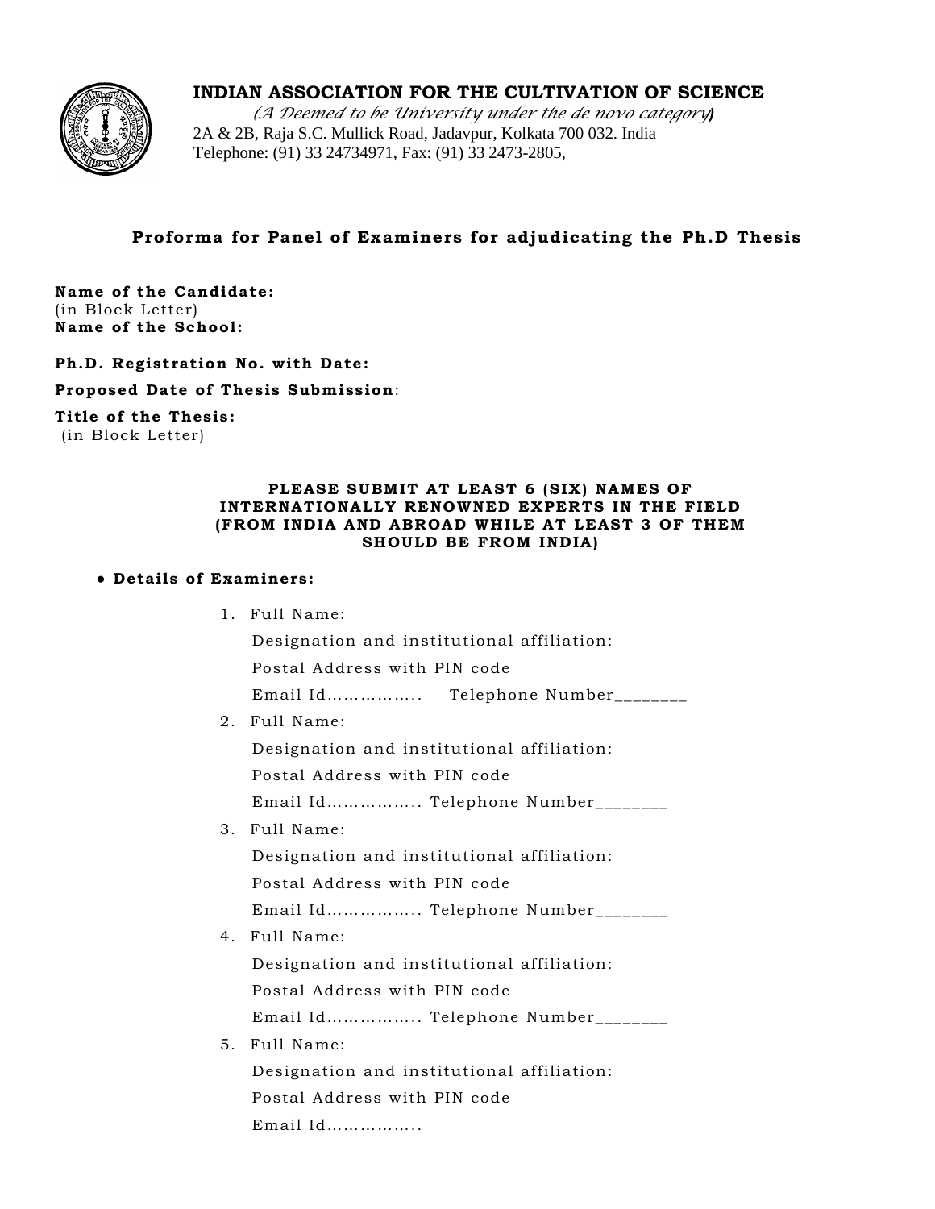# INDIAN ASSOCIATION FOR THE CULTIVATION OF SCIENCE

*(A Deemed to be University under the de novo category)*

2A & 2B, Raja S.C. Mullick Road, Jadavpur, Kolkata 700 032. India

Telephone: (91) 33 24734971, Fax: (91) 33 2473-2805,

## Proforma for Panel of Examiners for adjudicating the Ph.D Thesis

**Name of the Candidate:**
(in Block Letter)
**Name of the School:**

**Ph.D. Registration No. with Date:**

**Proposed Date of Thesis Submission**:

**Title of the Thesis:**
(in Block Letter)

**PLEASE SUBMIT AT LEAST 6 (SIX) NAMES OF INTERNATIONALLY RENOWNED EXPERTS IN THE FIELD (FROM INDIA AND ABROAD WHILE AT LEAST 3 OF THEM SHOULD BE FROM INDIA)**

- **Details of Examiners:**

1. Full Name:
   Designation and institutional affiliation:
   Postal Address with PIN code
   Email Id…………….. Telephone Number________
2. Full Name:
   Designation and institutional affiliation:
   Postal Address with PIN code
   Email Id…………….. Telephone Number________
3. Full Name:
   Designation and institutional affiliation:
   Postal Address with PIN code
   Email Id…………….. Telephone Number________
4. Full Name:
   Designation and institutional affiliation:
   Postal Address with PIN code
   Email Id…………….. Telephone Number________
5. Full Name:
   Designation and institutional affiliation:
   Postal Address with PIN code
   Email Id……………..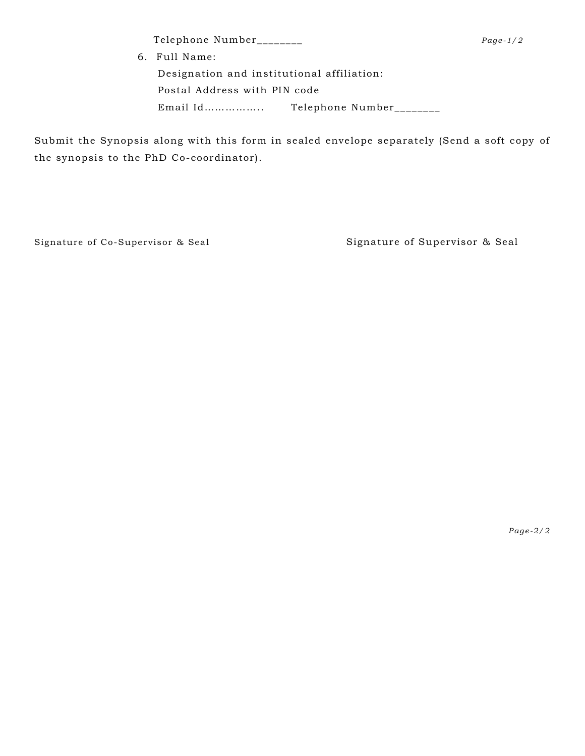Telephone Number________

6. Full Name:

   Designation and institutional affiliation:

   Postal Address with PIN code

   Email Id…………….. Telephone Number________

Submit the Synopsis along with this form in sealed envelope separately (Send a soft copy of the synopsis to the PhD Co-coordinator).

Signature of Co-Supervisor & Seal

Signature of Supervisor & Seal